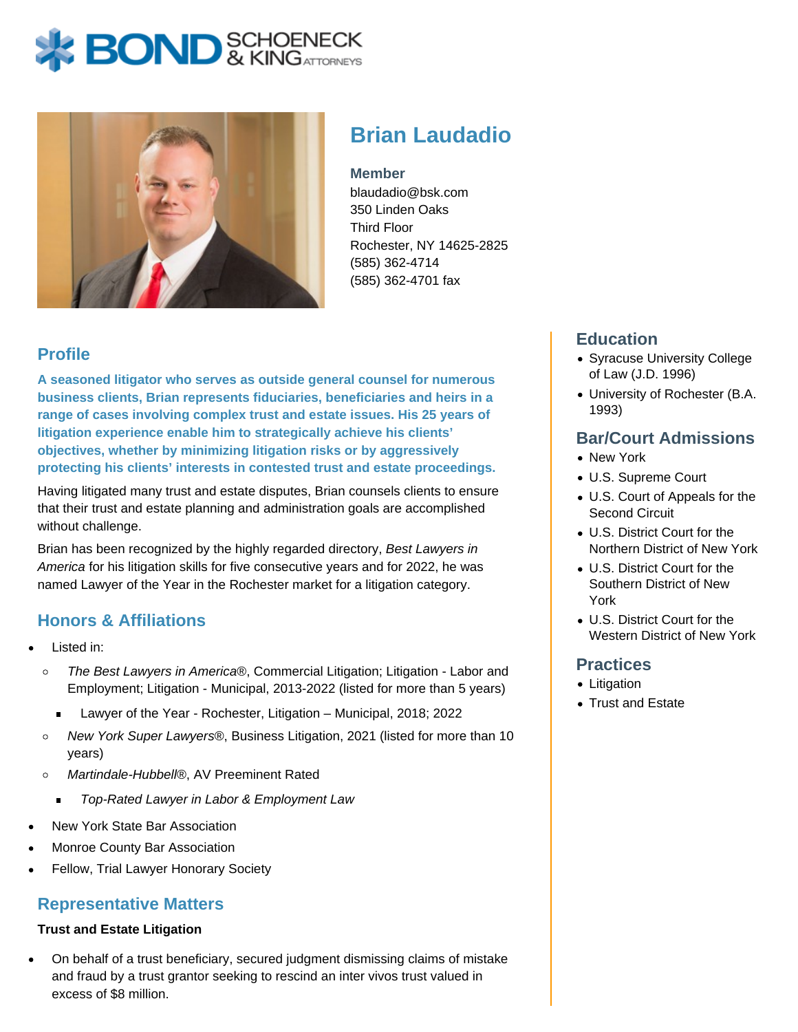# Brian Laudadio

**Member**
blaudadio@bsk.com
350 Linden Oaks
Third Floor
Rochester, NY 14625-2825
(585) 362-4714
(585) 362-4701 fax

## Profile

**A seasoned litigator who serves as outside general counsel for numerous business clients, Brian represents fiduciaries, beneficiaries and heirs in a range of cases involving complex trust and estate issues. His 25 years of litigation experience enable him to strategically achieve his clients' objectives, whether by minimizing litigation risks or by aggressively protecting his clients' interests in contested trust and estate proceedings.**

Having litigated many trust and estate disputes, Brian counsels clients to ensure that their trust and estate planning and administration goals are accomplished without challenge.

Brian has been recognized by the highly regarded directory, *Best Lawyers in America* for his litigation skills for five consecutive years and for 2022, he was named Lawyer of the Year in the Rochester market for a litigation category.

## Honors & Affiliations

- Listed in:
  - *The Best Lawyers in America*®, Commercial Litigation; Litigation - Labor and Employment; Litigation - Municipal, 2013-2022 (listed for more than 5 years)
    - Lawyer of the Year - Rochester, Litigation – Municipal, 2018; 2022
  - *New York Super Lawyers*®, Business Litigation, 2021 (listed for more than 10 years)
  - *Martindale-Hubbell*®, AV Preeminent Rated
    - *Top-Rated Lawyer in Labor & Employment Law*
- New York State Bar Association
- Monroe County Bar Association
- Fellow, Trial Lawyer Honorary Society

## Representative Matters

**Trust and Estate Litigation**

- On behalf of a trust beneficiary, secured judgment dismissing claims of mistake and fraud by a trust grantor seeking to rescind an inter vivos trust valued in excess of $8 million.

## Education

- Syracuse University College of Law (J.D. 1996)
- University of Rochester (B.A. 1993)

## Bar/Court Admissions

- New York
- U.S. Supreme Court
- U.S. Court of Appeals for the Second Circuit
- U.S. District Court for the Northern District of New York
- U.S. District Court for the Southern District of New York
- U.S. District Court for the Western District of New York

## Practices

- Litigation
- Trust and Estate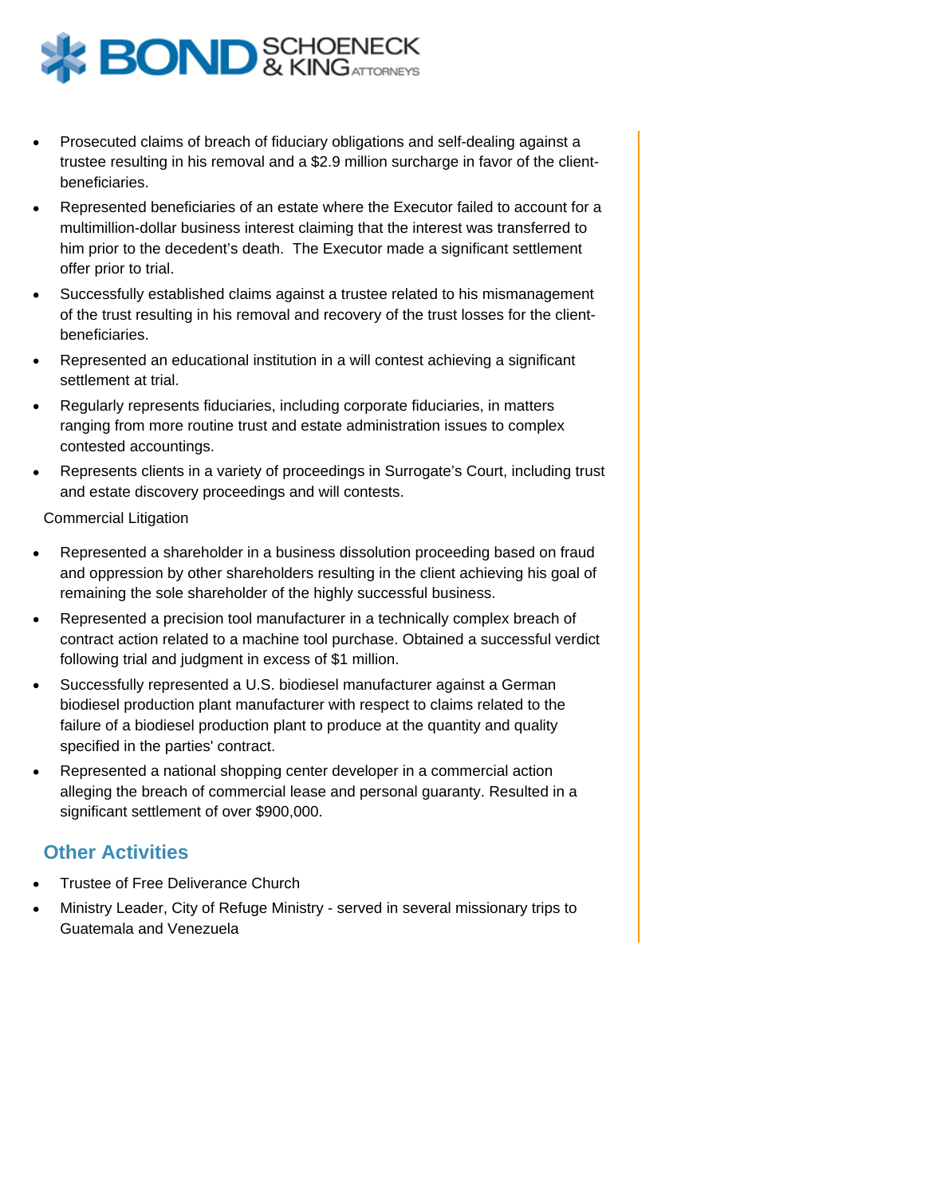- Prosecuted claims of breach of fiduciary obligations and self-dealing against a trustee resulting in his removal and a $2.9 million surcharge in favor of the client-beneficiaries.
- Represented beneficiaries of an estate where the Executor failed to account for a multimillion-dollar business interest claiming that the interest was transferred to him prior to the decedent's death. The Executor made a significant settlement offer prior to trial.
- Successfully established claims against a trustee related to his mismanagement of the trust resulting in his removal and recovery of the trust losses for the client-beneficiaries.
- Represented an educational institution in a will contest achieving a significant settlement at trial.
- Regularly represents fiduciaries, including corporate fiduciaries, in matters ranging from more routine trust and estate administration issues to complex contested accountings.
- Represents clients in a variety of proceedings in Surrogate's Court, including trust and estate discovery proceedings and will contests.

Commercial Litigation

- Represented a shareholder in a business dissolution proceeding based on fraud and oppression by other shareholders resulting in the client achieving his goal of remaining the sole shareholder of the highly successful business.
- Represented a precision tool manufacturer in a technically complex breach of contract action related to a machine tool purchase. Obtained a successful verdict following trial and judgment in excess of $1 million.
- Successfully represented a U.S. biodiesel manufacturer against a German biodiesel production plant manufacturer with respect to claims related to the failure of a biodiesel production plant to produce at the quantity and quality specified in the parties' contract.
- Represented a national shopping center developer in a commercial action alleging the breach of commercial lease and personal guaranty. Resulted in a significant settlement of over $900,000.

## Other Activities

- Trustee of Free Deliverance Church
- Ministry Leader, City of Refuge Ministry - served in several missionary trips to Guatemala and Venezuela